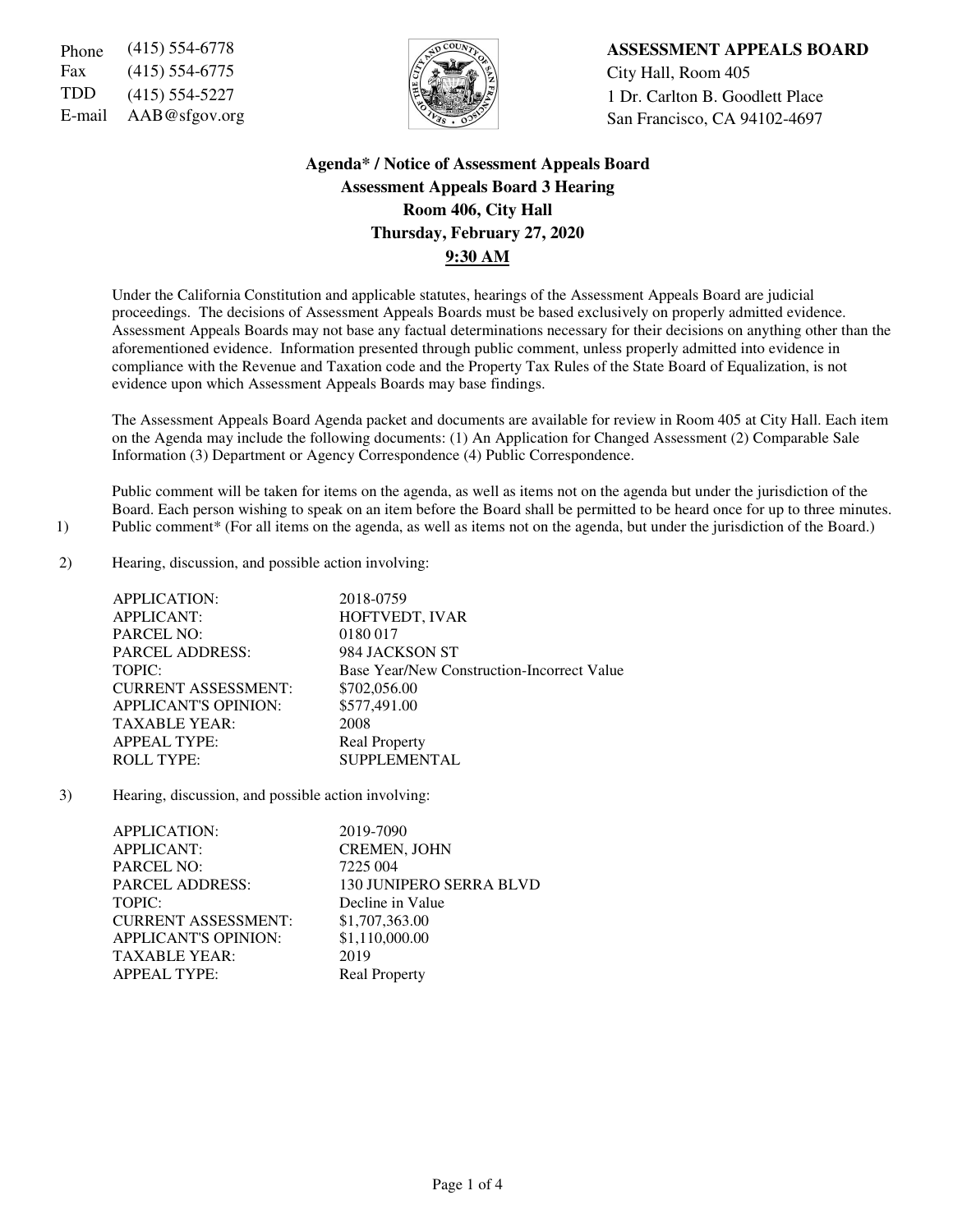Phone (415) 554-6778
Fax (415) 554-6775
TDD (415) 554-5227
E-mail AAB@sfgov.org

**ASSESSMENT APPEALS BOARD**
City Hall, Room 405
1 Dr. Carlton B. Goodlett Place
San Francisco, CA 94102-4697

**Agenda* / Notice of Assessment Appeals Board**
**Assessment Appeals Board 3 Hearing**
**Room 406, City Hall**
**Thursday, February 27, 2020**
**9:30 AM**

Under the California Constitution and applicable statutes, hearings of the Assessment Appeals Board are judicial proceedings. The decisions of Assessment Appeals Boards must be based exclusively on properly admitted evidence. Assessment Appeals Boards may not base any factual determinations necessary for their decisions on anything other than the aforementioned evidence. Information presented through public comment, unless properly admitted into evidence in compliance with the Revenue and Taxation code and the Property Tax Rules of the State Board of Equalization, is not evidence upon which Assessment Appeals Boards may base findings.

The Assessment Appeals Board Agenda packet and documents are available for review in Room 405 at City Hall. Each item on the Agenda may include the following documents: (1) An Application for Changed Assessment (2) Comparable Sale Information (3) Department or Agency Correspondence (4) Public Correspondence.

Public comment will be taken for items on the agenda, as well as items not on the agenda but under the jurisdiction of the Board. Each person wishing to speak on an item before the Board shall be permitted to be heard once for up to three minutes.

1) Public comment* (For all items on the agenda, as well as items not on the agenda, but under the jurisdiction of the Board.)

2) Hearing, discussion, and possible action involving:

| | |
|---|---|
| APPLICATION: | 2018-0759 |
| APPLICANT: | HOFTVEDT, IVAR |
| PARCEL NO: | 0180 017 |
| PARCEL ADDRESS: | 984 JACKSON ST |
| TOPIC: | Base Year/New Construction-Incorrect Value |
| CURRENT ASSESSMENT: | $702,056.00 |
| APPLICANT'S OPINION: | $577,491.00 |
| TAXABLE YEAR: | 2008 |
| APPEAL TYPE: | Real Property |
| ROLL TYPE: | SUPPLEMENTAL |

3) Hearing, discussion, and possible action involving:

| | |
|---|---|
| APPLICATION: | 2019-7090 |
| APPLICANT: | CREMEN, JOHN |
| PARCEL NO: | 7225 004 |
| PARCEL ADDRESS: | 130 JUNIPERO SERRA BLVD |
| TOPIC: | Decline in Value |
| CURRENT ASSESSMENT: | $1,707,363.00 |
| APPLICANT'S OPINION: | $1,110,000.00 |
| TAXABLE YEAR: | 2019 |
| APPEAL TYPE: | Real Property |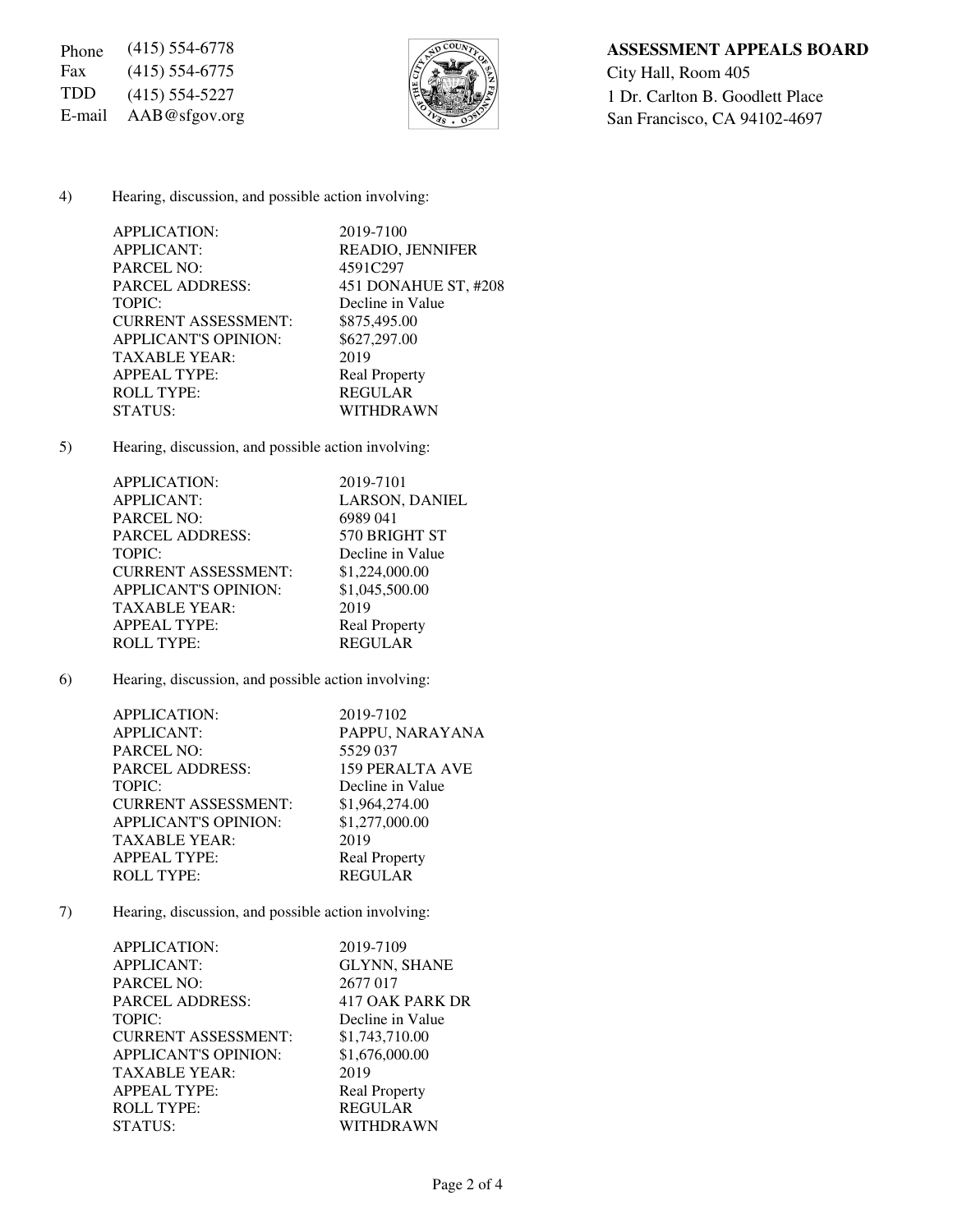Phone (415) 554-6778
Fax (415) 554-6775
TDD (415) 554-5227
E-mail AAB@sfgov.org

**ASSESSMENT APPEALS BOARD**
City Hall, Room 405
1 Dr. Carlton B. Goodlett Place
San Francisco, CA 94102-4697

4) Hearing, discussion, and possible action involving:

| | |
|---|---|
| APPLICATION: | 2019-7100 |
| APPLICANT: | READIO, JENNIFER |
| PARCEL NO: | 4591C297 |
| PARCEL ADDRESS: | 451 DONAHUE ST, #208 |
| TOPIC: | Decline in Value |
| CURRENT ASSESSMENT: | $875,495.00 |
| APPLICANT'S OPINION: | $627,297.00 |
| TAXABLE YEAR: | 2019 |
| APPEAL TYPE: | Real Property |
| ROLL TYPE: | REGULAR |
| STATUS: | WITHDRAWN |

5) Hearing, discussion, and possible action involving:

| | |
|---|---|
| APPLICATION: | 2019-7101 |
| APPLICANT: | LARSON, DANIEL |
| PARCEL NO: | 6989 041 |
| PARCEL ADDRESS: | 570 BRIGHT ST |
| TOPIC: | Decline in Value |
| CURRENT ASSESSMENT: | $1,224,000.00 |
| APPLICANT'S OPINION: | $1,045,500.00 |
| TAXABLE YEAR: | 2019 |
| APPEAL TYPE: | Real Property |
| ROLL TYPE: | REGULAR |

6) Hearing, discussion, and possible action involving:

| | |
|---|---|
| APPLICATION: | 2019-7102 |
| APPLICANT: | PAPPU, NARAYANA |
| PARCEL NO: | 5529 037 |
| PARCEL ADDRESS: | 159 PERALTA AVE |
| TOPIC: | Decline in Value |
| CURRENT ASSESSMENT: | $1,964,274.00 |
| APPLICANT'S OPINION: | $1,277,000.00 |
| TAXABLE YEAR: | 2019 |
| APPEAL TYPE: | Real Property |
| ROLL TYPE: | REGULAR |

7) Hearing, discussion, and possible action involving:

| | |
|---|---|
| APPLICATION: | 2019-7109 |
| APPLICANT: | GLYNN, SHANE |
| PARCEL NO: | 2677 017 |
| PARCEL ADDRESS: | 417 OAK PARK DR |
| TOPIC: | Decline in Value |
| CURRENT ASSESSMENT: | $1,743,710.00 |
| APPLICANT'S OPINION: | $1,676,000.00 |
| TAXABLE YEAR: | 2019 |
| APPEAL TYPE: | Real Property |
| ROLL TYPE: | REGULAR |
| STATUS: | WITHDRAWN |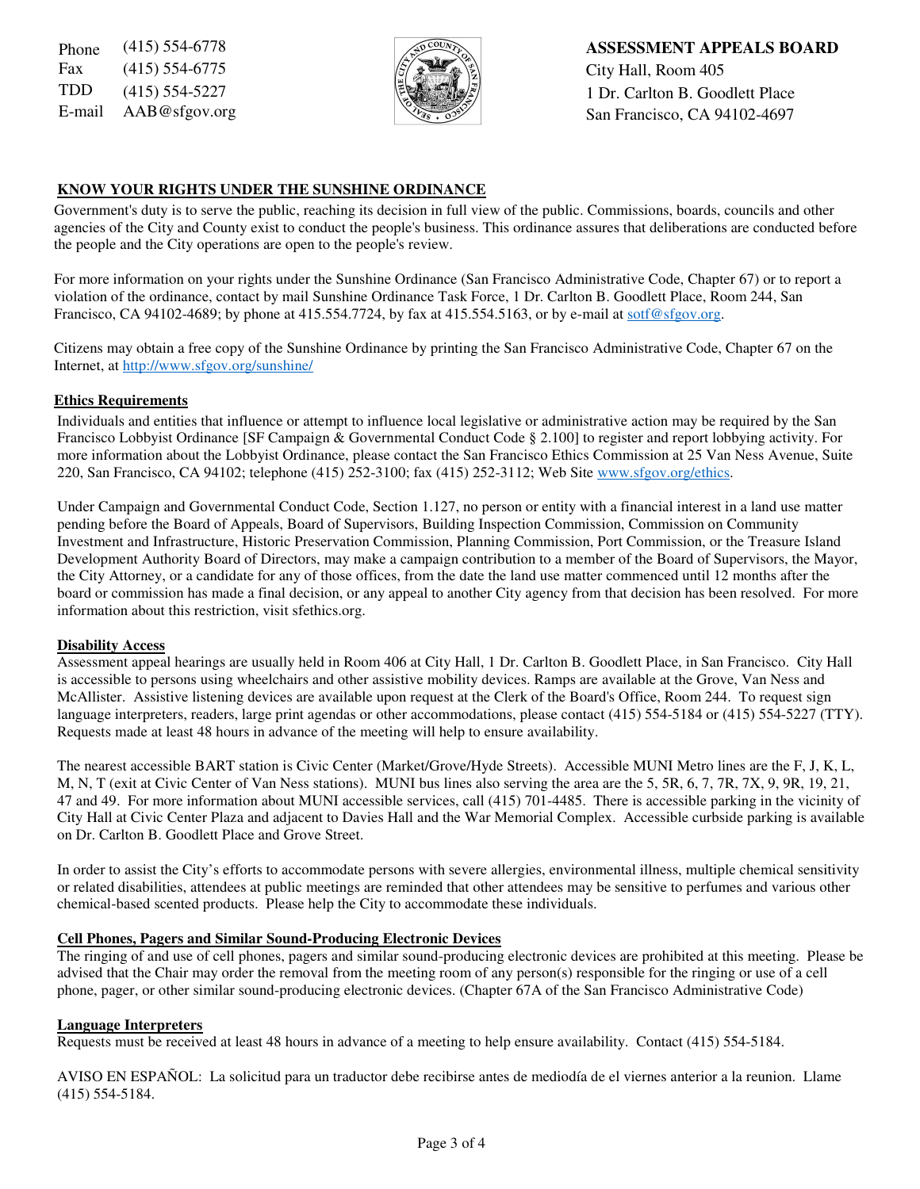Phone (415) 554-6778
Fax (415) 554-6775
TDD (415) 554-5227
E-mail AAB@sfgov.org

**ASSESSMENT APPEALS BOARD**
City Hall, Room 405
1 Dr. Carlton B. Goodlett Place
San Francisco, CA 94102-4697

## KNOW YOUR RIGHTS UNDER THE SUNSHINE ORDINANCE

Government's duty is to serve the public, reaching its decision in full view of the public. Commissions, boards, councils and other agencies of the City and County exist to conduct the people's business. This ordinance assures that deliberations are conducted before the people and the City operations are open to the people's review.

For more information on your rights under the Sunshine Ordinance (San Francisco Administrative Code, Chapter 67) or to report a violation of the ordinance, contact by mail Sunshine Ordinance Task Force, 1 Dr. Carlton B. Goodlett Place, Room 244, San Francisco, CA 94102-4689; by phone at 415.554.7724, by fax at 415.554.5163, or by e-mail at sotf@sfgov.org.

Citizens may obtain a free copy of the Sunshine Ordinance by printing the San Francisco Administrative Code, Chapter 67 on the Internet, at http://www.sfgov.org/sunshine/

### Ethics Requirements

Individuals and entities that influence or attempt to influence local legislative or administrative action may be required by the San Francisco Lobbyist Ordinance [SF Campaign & Governmental Conduct Code § 2.100] to register and report lobbying activity. For more information about the Lobbyist Ordinance, please contact the San Francisco Ethics Commission at 25 Van Ness Avenue, Suite 220, San Francisco, CA 94102; telephone (415) 252-3100; fax (415) 252-3112; Web Site www.sfgov.org/ethics.

Under Campaign and Governmental Conduct Code, Section 1.127, no person or entity with a financial interest in a land use matter pending before the Board of Appeals, Board of Supervisors, Building Inspection Commission, Commission on Community Investment and Infrastructure, Historic Preservation Commission, Planning Commission, Port Commission, or the Treasure Island Development Authority Board of Directors, may make a campaign contribution to a member of the Board of Supervisors, the Mayor, the City Attorney, or a candidate for any of those offices, from the date the land use matter commenced until 12 months after the board or commission has made a final decision, or any appeal to another City agency from that decision has been resolved. For more information about this restriction, visit sfethics.org.

### Disability Access

Assessment appeal hearings are usually held in Room 406 at City Hall, 1 Dr. Carlton B. Goodlett Place, in San Francisco. City Hall is accessible to persons using wheelchairs and other assistive mobility devices. Ramps are available at the Grove, Van Ness and McAllister. Assistive listening devices are available upon request at the Clerk of the Board's Office, Room 244. To request sign language interpreters, readers, large print agendas or other accommodations, please contact (415) 554-5184 or (415) 554-5227 (TTY). Requests made at least 48 hours in advance of the meeting will help to ensure availability.

The nearest accessible BART station is Civic Center (Market/Grove/Hyde Streets). Accessible MUNI Metro lines are the F, J, K, L, M, N, T (exit at Civic Center of Van Ness stations). MUNI bus lines also serving the area are the 5, 5R, 6, 7, 7R, 7X, 9, 9R, 19, 21, 47 and 49. For more information about MUNI accessible services, call (415) 701-4485. There is accessible parking in the vicinity of City Hall at Civic Center Plaza and adjacent to Davies Hall and the War Memorial Complex. Accessible curbside parking is available on Dr. Carlton B. Goodlett Place and Grove Street.

In order to assist the City's efforts to accommodate persons with severe allergies, environmental illness, multiple chemical sensitivity or related disabilities, attendees at public meetings are reminded that other attendees may be sensitive to perfumes and various other chemical-based scented products. Please help the City to accommodate these individuals.

### Cell Phones, Pagers and Similar Sound-Producing Electronic Devices

The ringing of and use of cell phones, pagers and similar sound-producing electronic devices are prohibited at this meeting. Please be advised that the Chair may order the removal from the meeting room of any person(s) responsible for the ringing or use of a cell phone, pager, or other similar sound-producing electronic devices. (Chapter 67A of the San Francisco Administrative Code)

### Language Interpreters

Requests must be received at least 48 hours in advance of a meeting to help ensure availability. Contact (415) 554-5184.

AVISO EN ESPAÑOL: La solicitud para un traductor debe recibirse antes de mediodía de el viernes anterior a la reunion. Llame (415) 554-5184.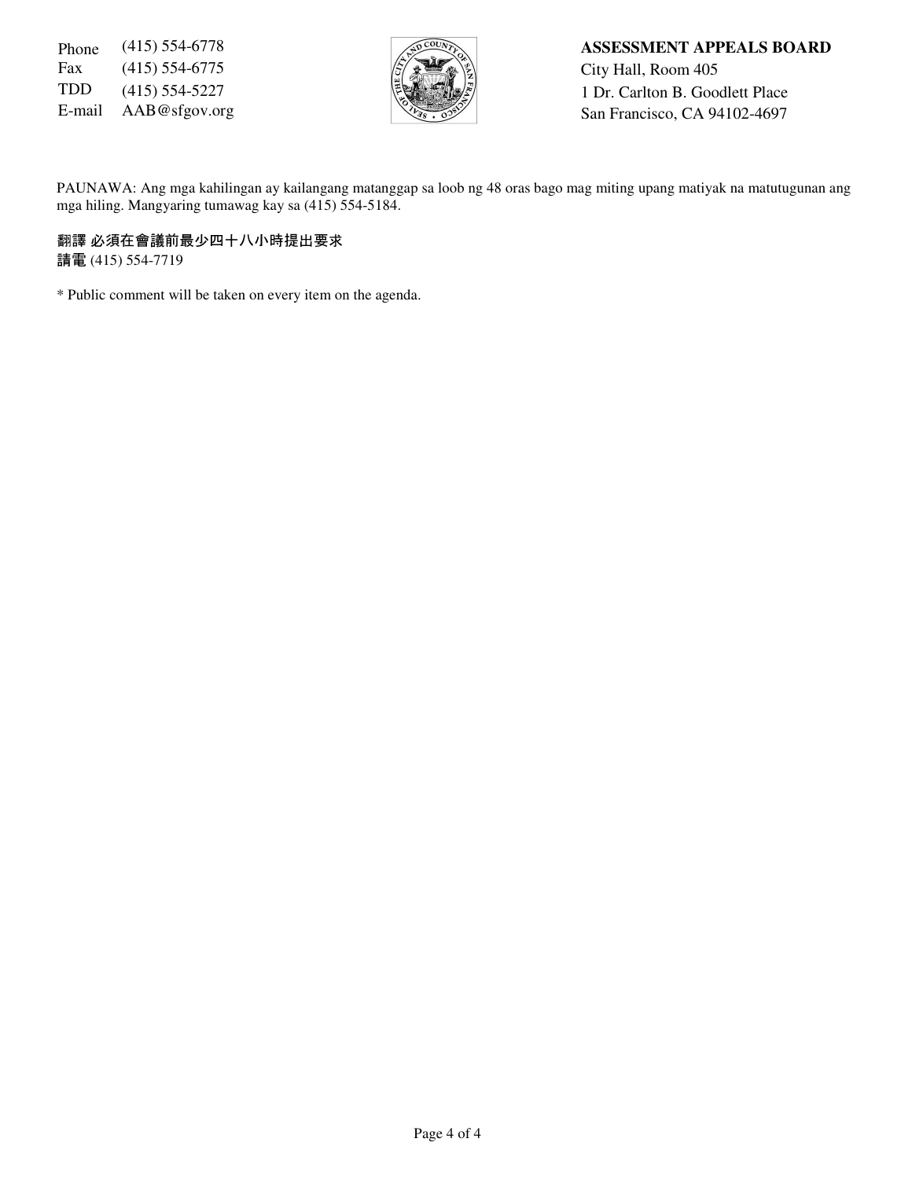Phone (415) 554-6778
Fax (415) 554-6775
TDD (415) 554-5227
E-mail AAB@sfgov.org

**ASSESSMENT APPEALS BOARD**
City Hall, Room 405
1 Dr. Carlton B. Goodlett Place
San Francisco, CA 94102-4697

PAUNAWA: Ang mga kahilingan ay kailangang matanggap sa loob ng 48 oras bago mag miting upang matiyak na matutugunan ang mga hiling. Mangyaring tumawag kay sa (415) 554-5184.

**翻譯 必須在會議前最少四十八小時提出要求**
**請電** (415) 554-7719

* Public comment will be taken on every item on the agenda.